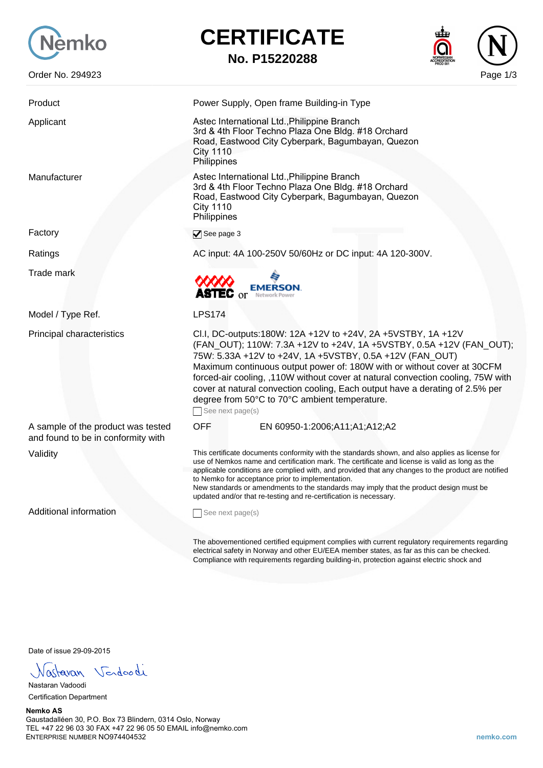Nemko

# CERTIFICATE

## No. P15220288

Order No. 294923

| | |
|---|---|
| Product | Power Supply, Open frame Building-in Type |
| Applicant | Astec International Ltd.,Philippine Branch<br>3rd & 4th Floor Techno Plaza One Bldg. #18 Orchard Road, Eastwood City Cyberpark, Bagumbayan, Quezon City 1110<br>Philippines |
| Manufacturer | Astec International Ltd.,Philippine Branch<br>3rd & 4th Floor Techno Plaza One Bldg. #18 Orchard Road, Eastwood City Cyberpark, Bagumbayan, Quezon City 1110<br>Philippines |
| Factory | ☑ See page 3 |
| Ratings | AC input: 4A 100-250V 50/60Hz or DC input: 4A 120-300V. |
| Trade mark | ASTEC or EMERSON Network Power |
| Model / Type Ref. | LPS174 |
| Principal characteristics | Cl.I, DC-outputs:180W: 12A +12V to +24V, 2A +5VSTBY, 1A +12V (FAN_OUT); 110W: 7.3A +12V to +24V, 1A +5VSTBY, 0.5A +12V (FAN_OUT); 75W: 5.33A +12V to +24V, 1A +5VSTBY, 0.5A +12V (FAN_OUT)<br>Maximum continuous output power of: 180W with or without cover at 30CFM forced-air cooling, ,110W without cover at natural convection cooling, 75W with cover at natural convection cooling, Each output have a derating of 2.5% per degree from 50°C to 70°C ambient temperature.<br>☐ See next page(s) |
| A sample of the product was tested and found to be in conformity with | OFF EN 60950-1:2006;A11;A1;A12;A2 |
| Validity | This certificate documents conformity with the standards shown, and also applies as license for use of Nemkos name and certification mark. The certificate and license is valid as long as the applicable conditions are complied with, and provided that any changes to the product are notified to Nemko for acceptance prior to implementation.<br>New standards or amendments to the standards may imply that the product design must be updated and/or that re-testing and re-certification is necessary. |
| Additional information | ☐ See next page(s) |

The abovementioned certified equipment complies with current regulatory requirements regarding electrical safety in Norway and other EU/EEA member states, as far as this can be checked. Compliance with requirements regarding building-in, protection against electric shock and

Date of issue 29-09-2015

Nastaran Vadoodi

Nastaran Vadoodi
Certification Department

**Nemko AS**
Gaustadalléen 30, P.O. Box 73 Blindern, 0314 Oslo, Norway
TEL +47 22 96 03 30 FAX +47 22 96 05 50 EMAIL info@nemko.com
ENTERPRISE NUMBER NO974404532

nemko.com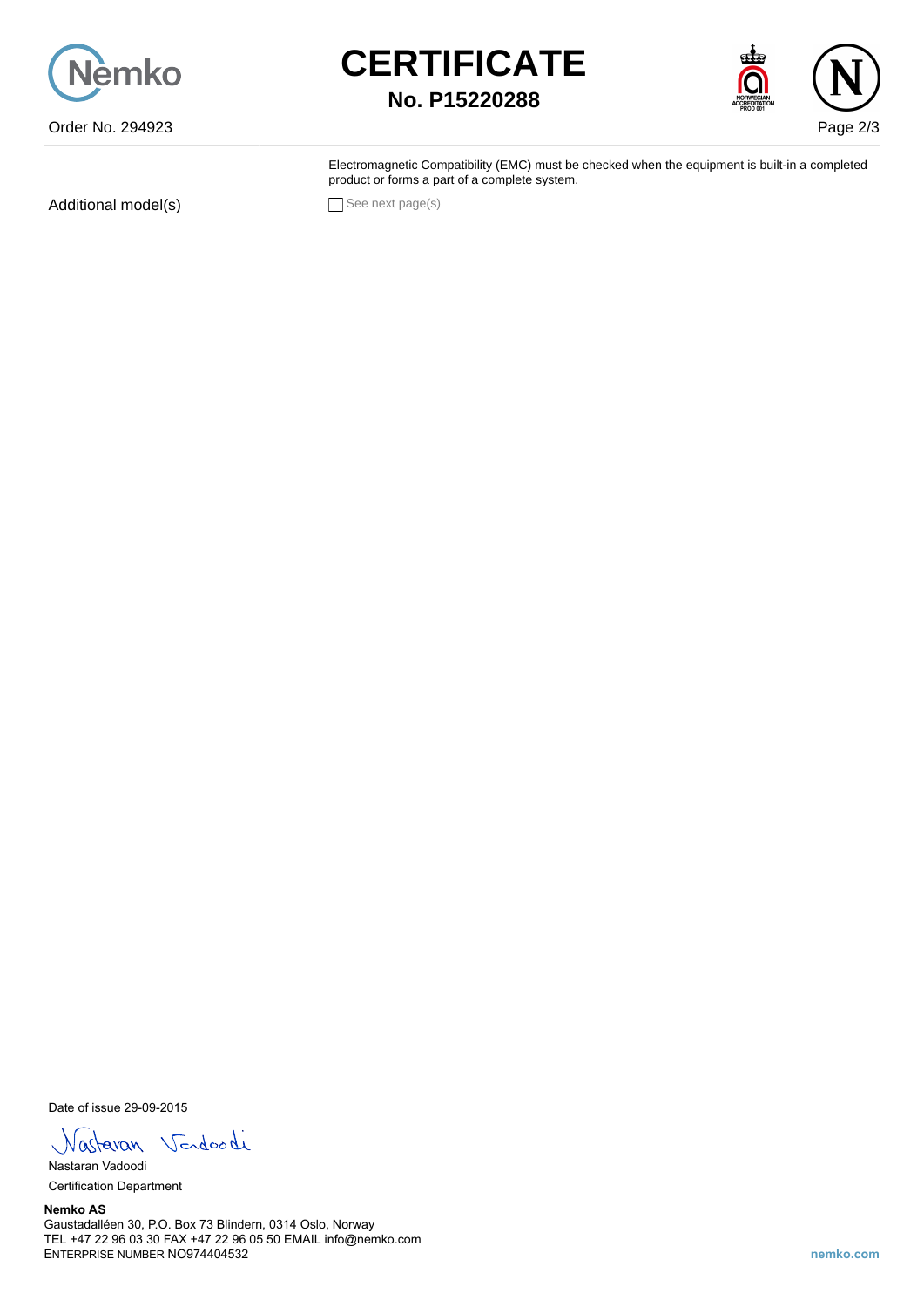# CERTIFICATE

**No. P15220288**

Order No. 294923

Electromagnetic Compatibility (EMC) must be checked when the equipment is built-in a completed product or forms a part of a complete system.

Additional model(s) ☐ See next page(s)

Date of issue 29-09-2015

Nastaran Vadoodi

Certification Department

**Nemko AS**
Gaustadalléen 30, P.O. Box 73 Blindern, 0314 Oslo, Norway
TEL +47 22 96 03 30 FAX +47 22 96 05 50 EMAIL info@nemko.com
ENTERPRISE NUMBER NO974404532

nemko.com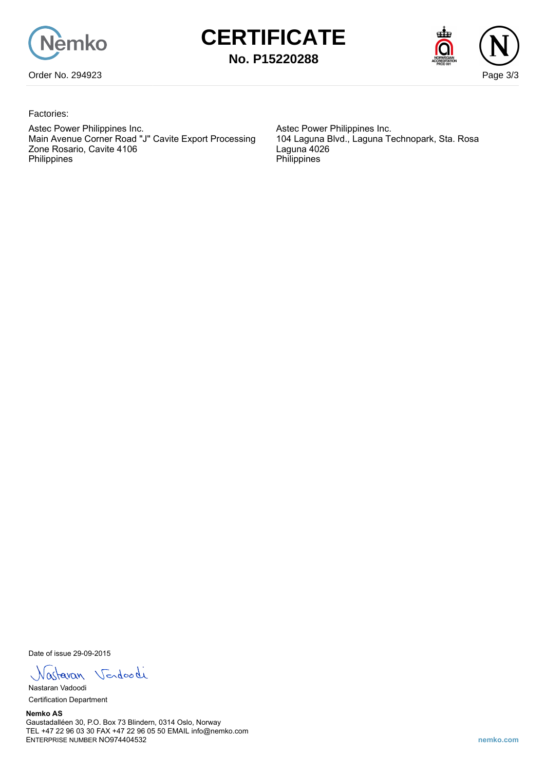Factories:

Astec Power Philippines Inc.
Main Avenue Corner Road "J" Cavite Export Processing Zone Rosario, Cavite 4106
Philippines

Astec Power Philippines Inc.
104 Laguna Blvd., Laguna Technopark, Sta. Rosa Laguna 4026
Philippines

Date of issue 29-09-2015

Nastaran Vadoodi
Certification Department

**Nemko AS**
Gaustadalléen 30, P.O. Box 73 Blindern, 0314 Oslo, Norway
TEL +47 22 96 03 30 FAX +47 22 96 05 50 EMAIL info@nemko.com
ENTERPRISE NUMBER NO974404532

nemko.com